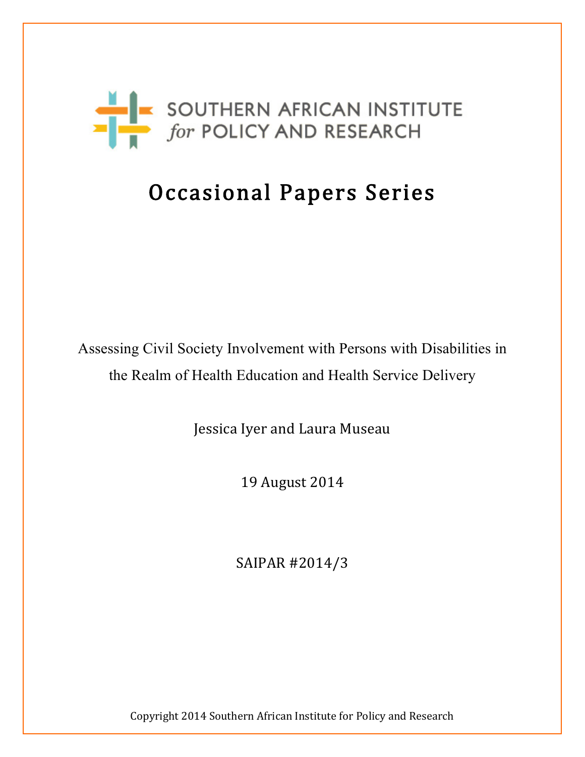SOUTHERN AFRICAN INSTITUTE *for* POLICY AND RESEARCH

# Occasional Papers Series

Assessing Civil Society Involvement with Persons with Disabilities in the Realm of Health Education and Health Service Delivery

Jessica Iyer and Laura Museau

19 August 2014

SAIPAR #2014/3

Copyright 2014 Southern African Institute for Policy and Research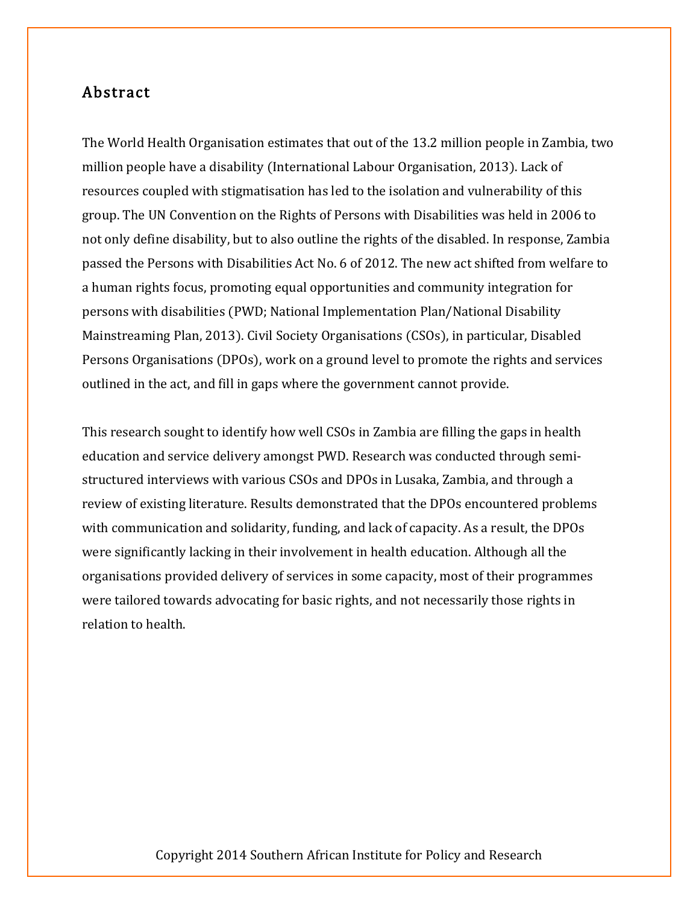## Abstract

The World Health Organisation estimates that out of the 13.2 million people in Zambia, two million people have a disability (International Labour Organisation, 2013). Lack of resources coupled with stigmatisation has led to the isolation and vulnerability of this group. The UN Convention on the Rights of Persons with Disabilities was held in 2006 to not only define disability, but to also outline the rights of the disabled. In response, Zambia passed the Persons with Disabilities Act No. 6 of 2012. The new act shifted from welfare to a human rights focus, promoting equal opportunities and community integration for persons with disabilities (PWD; National Implementation Plan/National Disability Mainstreaming Plan, 2013). Civil Society Organisations (CSOs), in particular, Disabled Persons Organisations (DPOs), work on a ground level to promote the rights and services outlined in the act, and fill in gaps where the government cannot provide.

This research sought to identify how well CSOs in Zambia are filling the gaps in health education and service delivery amongst PWD. Research was conducted through semi-structured interviews with various CSOs and DPOs in Lusaka, Zambia, and through a review of existing literature. Results demonstrated that the DPOs encountered problems with communication and solidarity, funding, and lack of capacity. As a result, the DPOs were significantly lacking in their involvement in health education. Although all the organisations provided delivery of services in some capacity, most of their programmes were tailored towards advocating for basic rights, and not necessarily those rights in relation to health.

Copyright 2014 Southern African Institute for Policy and Research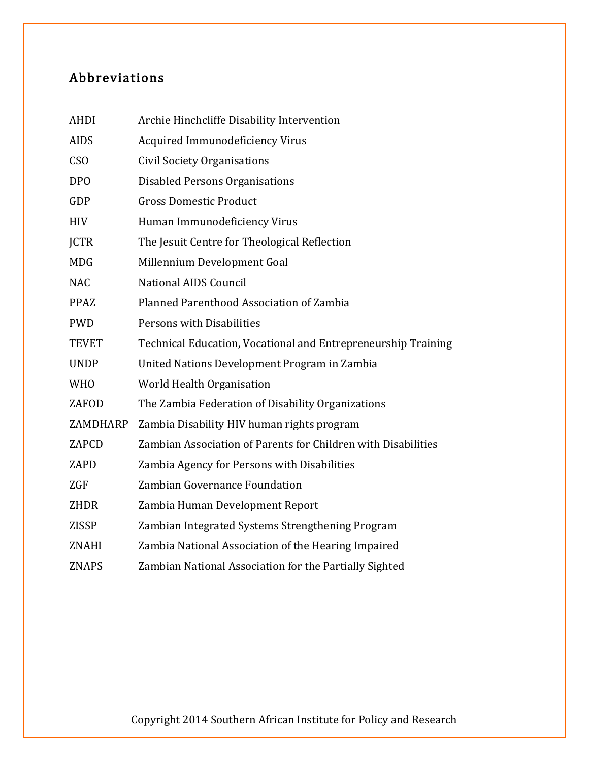## Abbreviations

| | |
|---|---|
| AHDI | Archie Hinchcliffe Disability Intervention |
| AIDS | Acquired Immunodeficiency Virus |
| CSO | Civil Society Organisations |
| DPO | Disabled Persons Organisations |
| GDP | Gross Domestic Product |
| HIV | Human Immunodeficiency Virus |
| JCTR | The Jesuit Centre for Theological Reflection |
| MDG | Millennium Development Goal |
| NAC | National AIDS Council |
| PPAZ | Planned Parenthood Association of Zambia |
| PWD | Persons with Disabilities |
| TEVET | Technical Education, Vocational and Entrepreneurship Training |
| UNDP | United Nations Development Program in Zambia |
| WHO | World Health Organisation |
| ZAFOD | The Zambia Federation of Disability Organizations |
| ZAMDHARP | Zambia Disability HIV human rights program |
| ZAPCD | Zambian Association of Parents for Children with Disabilities |
| ZAPD | Zambia Agency for Persons with Disabilities |
| ZGF | Zambian Governance Foundation |
| ZHDR | Zambia Human Development Report |
| ZISSP | Zambian Integrated Systems Strengthening Program |
| ZNAHI | Zambia National Association of the Hearing Impaired |
| ZNAPS | Zambian National Association for the Partially Sighted |

Copyright 2014 Southern African Institute for Policy and Research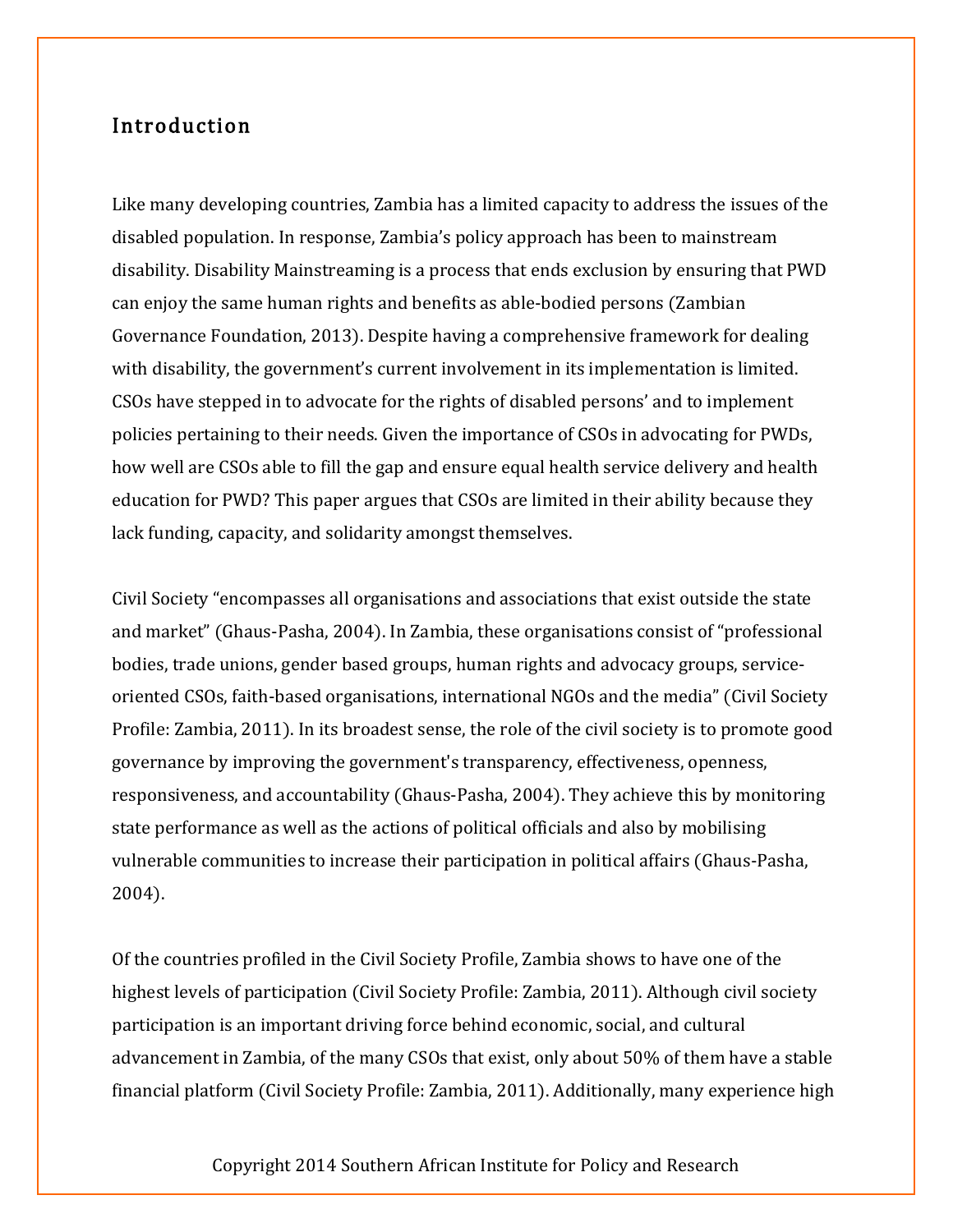## Introduction

Like many developing countries, Zambia has a limited capacity to address the issues of the disabled population. In response, Zambia's policy approach has been to mainstream disability. Disability Mainstreaming is a process that ends exclusion by ensuring that PWD can enjoy the same human rights and benefits as able-bodied persons (Zambian Governance Foundation, 2013). Despite having a comprehensive framework for dealing with disability, the government's current involvement in its implementation is limited. CSOs have stepped in to advocate for the rights of disabled persons' and to implement policies pertaining to their needs. Given the importance of CSOs in advocating for PWDs, how well are CSOs able to fill the gap and ensure equal health service delivery and health education for PWD? This paper argues that CSOs are limited in their ability because they lack funding, capacity, and solidarity amongst themselves.

Civil Society "encompasses all organisations and associations that exist outside the state and market" (Ghaus-Pasha, 2004). In Zambia, these organisations consist of "professional bodies, trade unions, gender based groups, human rights and advocacy groups, service-oriented CSOs, faith-based organisations, international NGOs and the media" (Civil Society Profile: Zambia, 2011). In its broadest sense, the role of the civil society is to promote good governance by improving the government's transparency, effectiveness, openness, responsiveness, and accountability (Ghaus-Pasha, 2004). They achieve this by monitoring state performance as well as the actions of political officials and also by mobilising vulnerable communities to increase their participation in political affairs (Ghaus-Pasha, 2004).

Of the countries profiled in the Civil Society Profile, Zambia shows to have one of the highest levels of participation (Civil Society Profile: Zambia, 2011). Although civil society participation is an important driving force behind economic, social, and cultural advancement in Zambia, of the many CSOs that exist, only about 50% of them have a stable financial platform (Civil Society Profile: Zambia, 2011). Additionally, many experience high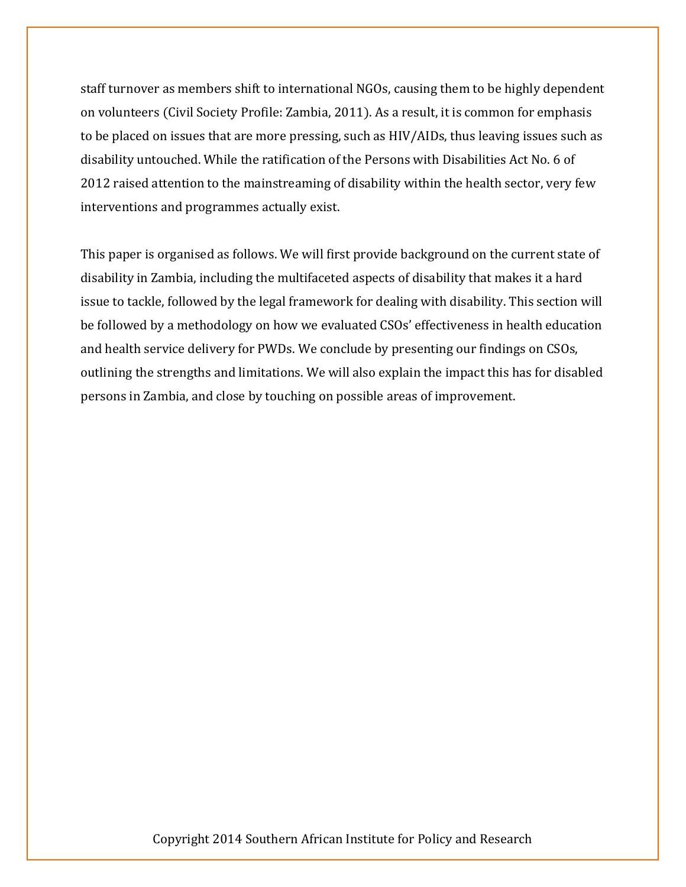staff turnover as members shift to international NGOs, causing them to be highly dependent on volunteers (Civil Society Profile: Zambia, 2011). As a result, it is common for emphasis to be placed on issues that are more pressing, such as HIV/AIDs, thus leaving issues such as disability untouched. While the ratification of the Persons with Disabilities Act No. 6 of 2012 raised attention to the mainstreaming of disability within the health sector, very few interventions and programmes actually exist.

This paper is organised as follows. We will first provide background on the current state of disability in Zambia, including the multifaceted aspects of disability that makes it a hard issue to tackle, followed by the legal framework for dealing with disability. This section will be followed by a methodology on how we evaluated CSOs' effectiveness in health education and health service delivery for PWDs. We conclude by presenting our findings on CSOs, outlining the strengths and limitations. We will also explain the impact this has for disabled persons in Zambia, and close by touching on possible areas of improvement.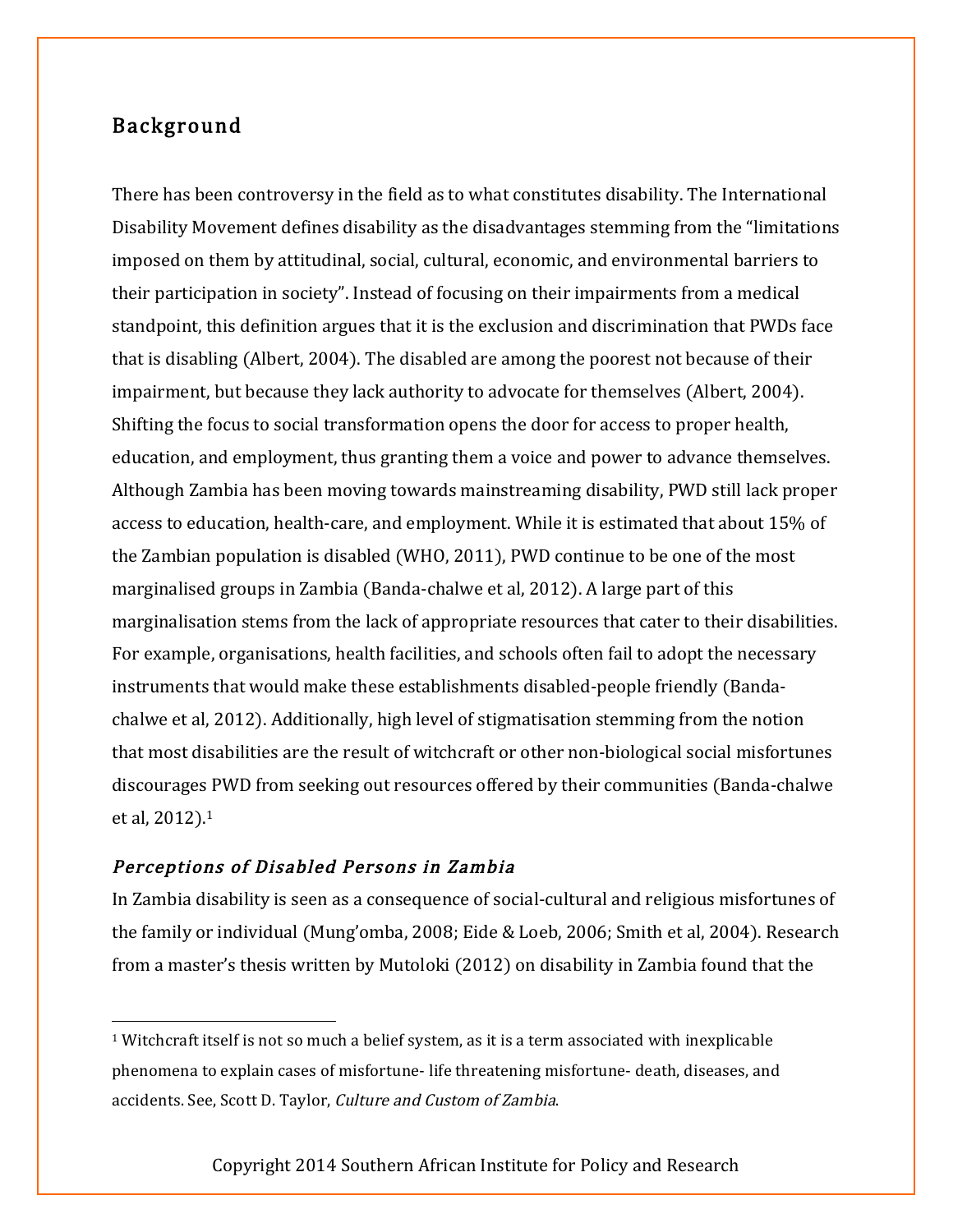## Background

There has been controversy in the field as to what constitutes disability. The International Disability Movement defines disability as the disadvantages stemming from the "limitations imposed on them by attitudinal, social, cultural, economic, and environmental barriers to their participation in society". Instead of focusing on their impairments from a medical standpoint, this definition argues that it is the exclusion and discrimination that PWDs face that is disabling (Albert, 2004). The disabled are among the poorest not because of their impairment, but because they lack authority to advocate for themselves (Albert, 2004). Shifting the focus to social transformation opens the door for access to proper health, education, and employment, thus granting them a voice and power to advance themselves. Although Zambia has been moving towards mainstreaming disability, PWD still lack proper access to education, health-care, and employment. While it is estimated that about 15% of the Zambian population is disabled (WHO, 2011), PWD continue to be one of the most marginalised groups in Zambia (Banda-chalwe et al, 2012). A large part of this marginalisation stems from the lack of appropriate resources that cater to their disabilities. For example, organisations, health facilities, and schools often fail to adopt the necessary instruments that would make these establishments disabled-people friendly (Banda-chalwe et al, 2012). Additionally, high level of stigmatisation stemming from the notion that most disabilities are the result of witchcraft or other non-biological social misfortunes discourages PWD from seeking out resources offered by their communities (Banda-chalwe et al, 2012).[1]

### *Perceptions of Disabled Persons in Zambia*

In Zambia disability is seen as a consequence of social-cultural and religious misfortunes of the family or individual (Mung'omba, 2008; Eide & Loeb, 2006; Smith et al, 2004). Research from a master's thesis written by Mutoloki (2012) on disability in Zambia found that the

[1] Witchcraft itself is not so much a belief system, as it is a term associated with inexplicable phenomena to explain cases of misfortune- life threatening misfortune- death, diseases, and accidents. See, Scott D. Taylor, *Culture and Custom of Zambia*.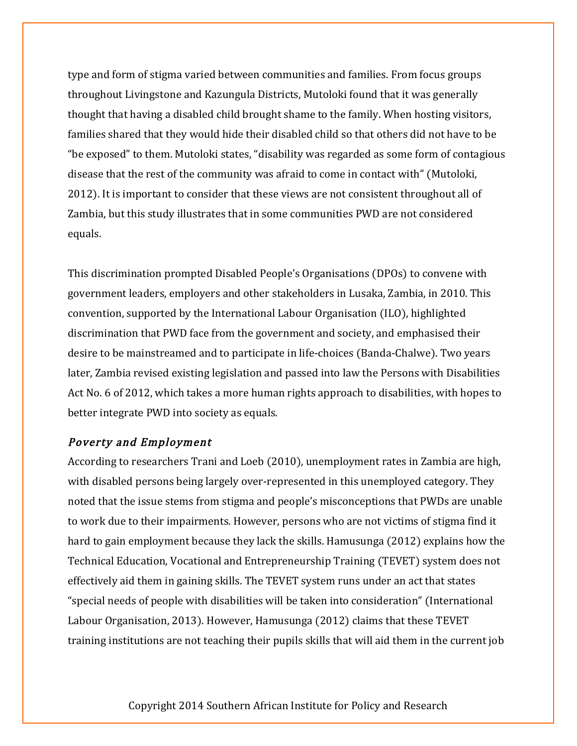type and form of stigma varied between communities and families. From focus groups throughout Livingstone and Kazungula Districts, Mutoloki found that it was generally thought that having a disabled child brought shame to the family. When hosting visitors, families shared that they would hide their disabled child so that others did not have to be "be exposed" to them. Mutoloki states, "disability was regarded as some form of contagious disease that the rest of the community was afraid to come in contact with" (Mutoloki, 2012). It is important to consider that these views are not consistent throughout all of Zambia, but this study illustrates that in some communities PWD are not considered equals.

This discrimination prompted Disabled People's Organisations (DPOs) to convene with government leaders, employers and other stakeholders in Lusaka, Zambia, in 2010. This convention, supported by the International Labour Organisation (ILO), highlighted discrimination that PWD face from the government and society, and emphasised their desire to be mainstreamed and to participate in life-choices (Banda-Chalwe). Two years later, Zambia revised existing legislation and passed into law the Persons with Disabilities Act No. 6 of 2012, which takes a more human rights approach to disabilities, with hopes to better integrate PWD into society as equals.

### *Poverty and Employment*

According to researchers Trani and Loeb (2010), unemployment rates in Zambia are high, with disabled persons being largely over-represented in this unemployed category. They noted that the issue stems from stigma and people's misconceptions that PWDs are unable to work due to their impairments. However, persons who are not victims of stigma find it hard to gain employment because they lack the skills. Hamusunga (2012) explains how the Technical Education, Vocational and Entrepreneurship Training (TEVET) system does not effectively aid them in gaining skills. The TEVET system runs under an act that states "special needs of people with disabilities will be taken into consideration" (International Labour Organisation, 2013). However, Hamusunga (2012) claims that these TEVET training institutions are not teaching their pupils skills that will aid them in the current job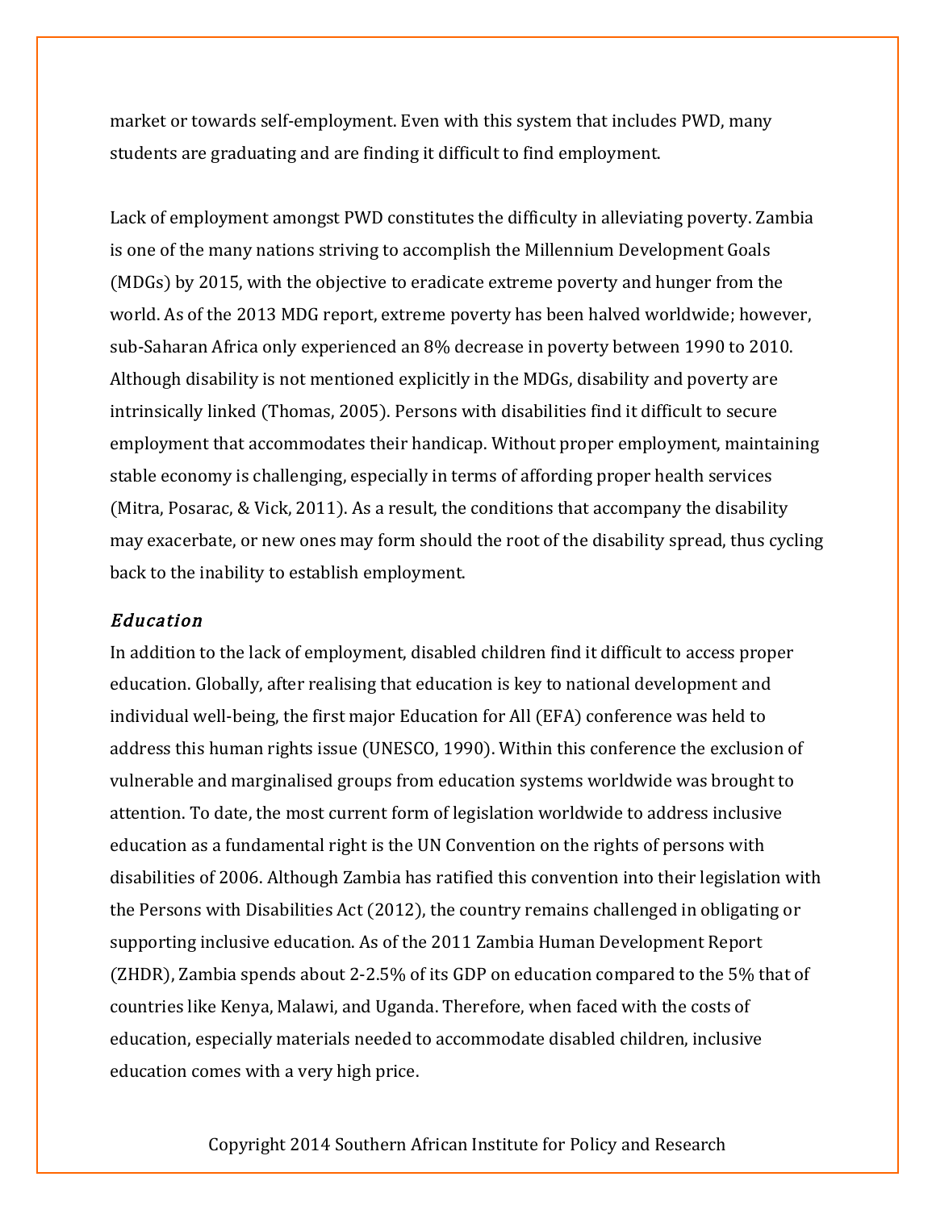market or towards self-employment. Even with this system that includes PWD, many students are graduating and are finding it difficult to find employment.

Lack of employment amongst PWD constitutes the difficulty in alleviating poverty. Zambia is one of the many nations striving to accomplish the Millennium Development Goals (MDGs) by 2015, with the objective to eradicate extreme poverty and hunger from the world. As of the 2013 MDG report, extreme poverty has been halved worldwide; however, sub-Saharan Africa only experienced an 8% decrease in poverty between 1990 to 2010. Although disability is not mentioned explicitly in the MDGs, disability and poverty are intrinsically linked (Thomas, 2005). Persons with disabilities find it difficult to secure employment that accommodates their handicap. Without proper employment, maintaining stable economy is challenging, especially in terms of affording proper health services (Mitra, Posarac, & Vick, 2011). As a result, the conditions that accompany the disability may exacerbate, or new ones may form should the root of the disability spread, thus cycling back to the inability to establish employment.

### *Education*

In addition to the lack of employment, disabled children find it difficult to access proper education. Globally, after realising that education is key to national development and individual well-being, the first major Education for All (EFA) conference was held to address this human rights issue (UNESCO, 1990). Within this conference the exclusion of vulnerable and marginalised groups from education systems worldwide was brought to attention. To date, the most current form of legislation worldwide to address inclusive education as a fundamental right is the UN Convention on the rights of persons with disabilities of 2006. Although Zambia has ratified this convention into their legislation with the Persons with Disabilities Act (2012), the country remains challenged in obligating or supporting inclusive education. As of the 2011 Zambia Human Development Report (ZHDR), Zambia spends about 2-2.5% of its GDP on education compared to the 5% that of countries like Kenya, Malawi, and Uganda. Therefore, when faced with the costs of education, especially materials needed to accommodate disabled children, inclusive education comes with a very high price.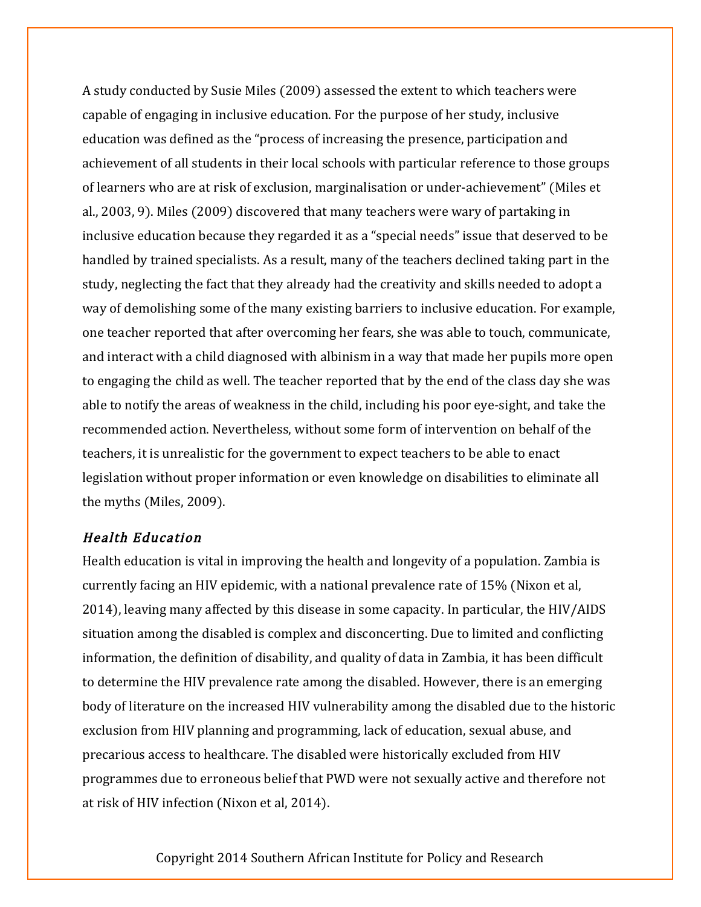A study conducted by Susie Miles (2009) assessed the extent to which teachers were capable of engaging in inclusive education. For the purpose of her study, inclusive education was defined as the "process of increasing the presence, participation and achievement of all students in their local schools with particular reference to those groups of learners who are at risk of exclusion, marginalisation or under-achievement" (Miles et al., 2003, 9). Miles (2009) discovered that many teachers were wary of partaking in inclusive education because they regarded it as a "special needs" issue that deserved to be handled by trained specialists. As a result, many of the teachers declined taking part in the study, neglecting the fact that they already had the creativity and skills needed to adopt a way of demolishing some of the many existing barriers to inclusive education. For example, one teacher reported that after overcoming her fears, she was able to touch, communicate, and interact with a child diagnosed with albinism in a way that made her pupils more open to engaging the child as well. The teacher reported that by the end of the class day she was able to notify the areas of weakness in the child, including his poor eye-sight, and take the recommended action. Nevertheless, without some form of intervention on behalf of the teachers, it is unrealistic for the government to expect teachers to be able to enact legislation without proper information or even knowledge on disabilities to eliminate all the myths (Miles, 2009).

### *Health Education*

Health education is vital in improving the health and longevity of a population. Zambia is currently facing an HIV epidemic, with a national prevalence rate of 15% (Nixon et al, 2014), leaving many affected by this disease in some capacity. In particular, the HIV/AIDS situation among the disabled is complex and disconcerting. Due to limited and conflicting information, the definition of disability, and quality of data in Zambia, it has been difficult to determine the HIV prevalence rate among the disabled. However, there is an emerging body of literature on the increased HIV vulnerability among the disabled due to the historic exclusion from HIV planning and programming, lack of education, sexual abuse, and precarious access to healthcare. The disabled were historically excluded from HIV programmes due to erroneous belief that PWD were not sexually active and therefore not at risk of HIV infection (Nixon et al, 2014).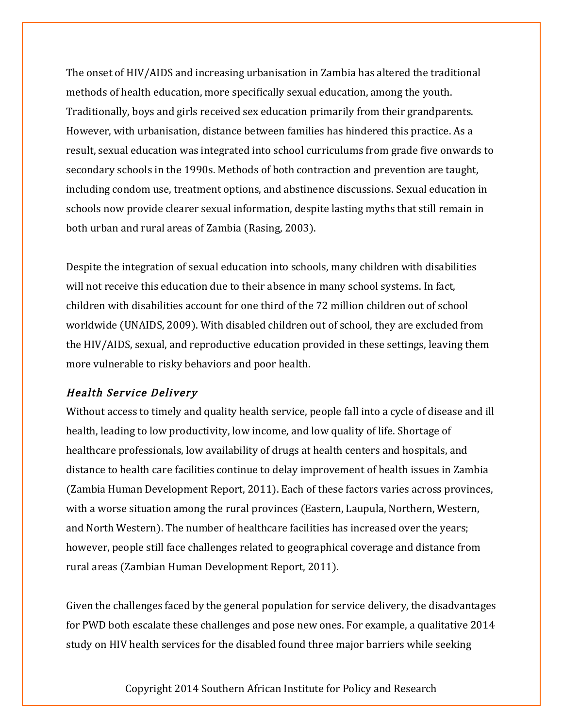The onset of HIV/AIDS and increasing urbanisation in Zambia has altered the traditional methods of health education, more specifically sexual education, among the youth. Traditionally, boys and girls received sex education primarily from their grandparents. However, with urbanisation, distance between families has hindered this practice. As a result, sexual education was integrated into school curriculums from grade five onwards to secondary schools in the 1990s. Methods of both contraction and prevention are taught, including condom use, treatment options, and abstinence discussions. Sexual education in schools now provide clearer sexual information, despite lasting myths that still remain in both urban and rural areas of Zambia (Rasing, 2003).

Despite the integration of sexual education into schools, many children with disabilities will not receive this education due to their absence in many school systems. In fact, children with disabilities account for one third of the 72 million children out of school worldwide (UNAIDS, 2009). With disabled children out of school, they are excluded from the HIV/AIDS, sexual, and reproductive education provided in these settings, leaving them more vulnerable to risky behaviors and poor health.

### *Health Service Delivery*

Without access to timely and quality health service, people fall into a cycle of disease and ill health, leading to low productivity, low income, and low quality of life. Shortage of healthcare professionals, low availability of drugs at health centers and hospitals, and distance to health care facilities continue to delay improvement of health issues in Zambia (Zambia Human Development Report, 2011). Each of these factors varies across provinces, with a worse situation among the rural provinces (Eastern, Laupula, Northern, Western, and North Western). The number of healthcare facilities has increased over the years; however, people still face challenges related to geographical coverage and distance from rural areas (Zambian Human Development Report, 2011).

Given the challenges faced by the general population for service delivery, the disadvantages for PWD both escalate these challenges and pose new ones. For example, a qualitative 2014 study on HIV health services for the disabled found three major barriers while seeking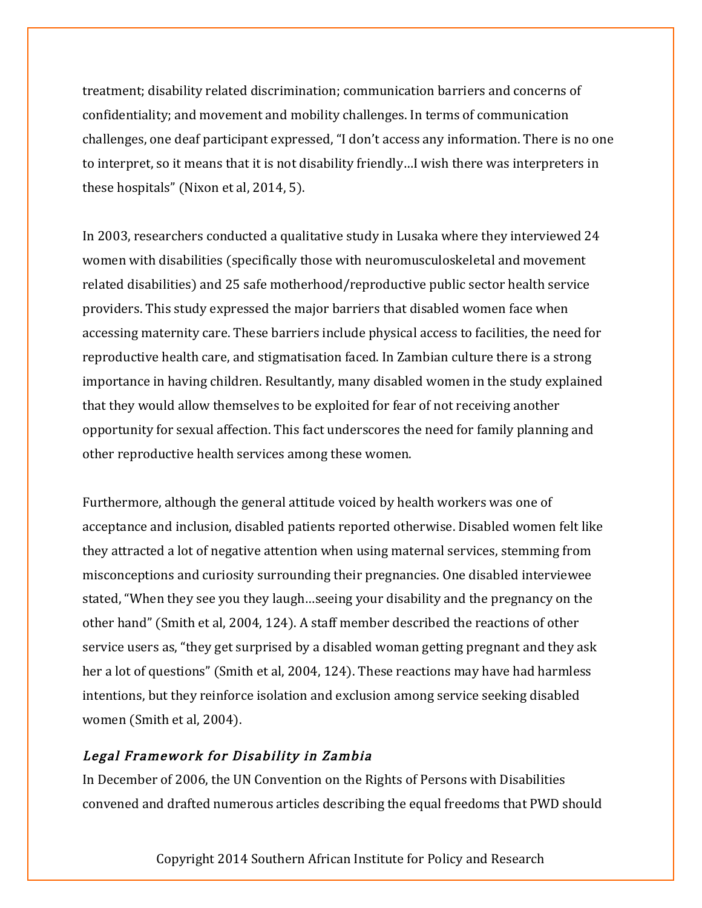treatment; disability related discrimination; communication barriers and concerns of confidentiality; and movement and mobility challenges. In terms of communication challenges, one deaf participant expressed, "I don't access any information. There is no one to interpret, so it means that it is not disability friendly…I wish there was interpreters in these hospitals" (Nixon et al, 2014, 5).

In 2003, researchers conducted a qualitative study in Lusaka where they interviewed 24 women with disabilities (specifically those with neuromusculoskeletal and movement related disabilities) and 25 safe motherhood/reproductive public sector health service providers. This study expressed the major barriers that disabled women face when accessing maternity care. These barriers include physical access to facilities, the need for reproductive health care, and stigmatisation faced. In Zambian culture there is a strong importance in having children. Resultantly, many disabled women in the study explained that they would allow themselves to be exploited for fear of not receiving another opportunity for sexual affection. This fact underscores the need for family planning and other reproductive health services among these women.

Furthermore, although the general attitude voiced by health workers was one of acceptance and inclusion, disabled patients reported otherwise. Disabled women felt like they attracted a lot of negative attention when using maternal services, stemming from misconceptions and curiosity surrounding their pregnancies. One disabled interviewee stated, "When they see you they laugh…seeing your disability and the pregnancy on the other hand" (Smith et al, 2004, 124). A staff member described the reactions of other service users as, "they get surprised by a disabled woman getting pregnant and they ask her a lot of questions" (Smith et al, 2004, 124). These reactions may have had harmless intentions, but they reinforce isolation and exclusion among service seeking disabled women (Smith et al, 2004).

### *Legal Framework for Disability in Zambia*

In December of 2006, the UN Convention on the Rights of Persons with Disabilities convened and drafted numerous articles describing the equal freedoms that PWD should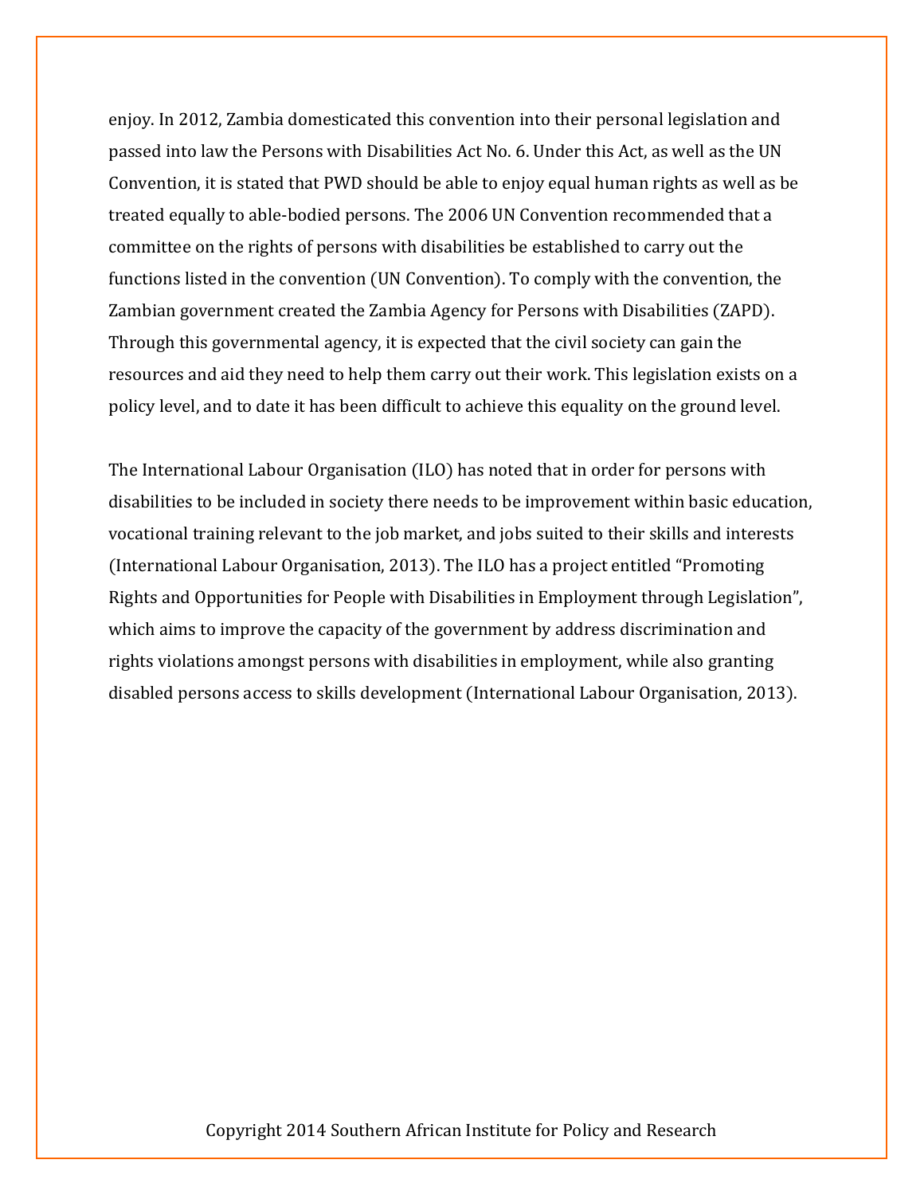enjoy. In 2012, Zambia domesticated this convention into their personal legislation and passed into law the Persons with Disabilities Act No. 6. Under this Act, as well as the UN Convention, it is stated that PWD should be able to enjoy equal human rights as well as be treated equally to able-bodied persons. The 2006 UN Convention recommended that a committee on the rights of persons with disabilities be established to carry out the functions listed in the convention (UN Convention). To comply with the convention, the Zambian government created the Zambia Agency for Persons with Disabilities (ZAPD). Through this governmental agency, it is expected that the civil society can gain the resources and aid they need to help them carry out their work. This legislation exists on a policy level, and to date it has been difficult to achieve this equality on the ground level.

The International Labour Organisation (ILO) has noted that in order for persons with disabilities to be included in society there needs to be improvement within basic education, vocational training relevant to the job market, and jobs suited to their skills and interests (International Labour Organisation, 2013). The ILO has a project entitled "Promoting Rights and Opportunities for People with Disabilities in Employment through Legislation", which aims to improve the capacity of the government by address discrimination and rights violations amongst persons with disabilities in employment, while also granting disabled persons access to skills development (International Labour Organisation, 2013).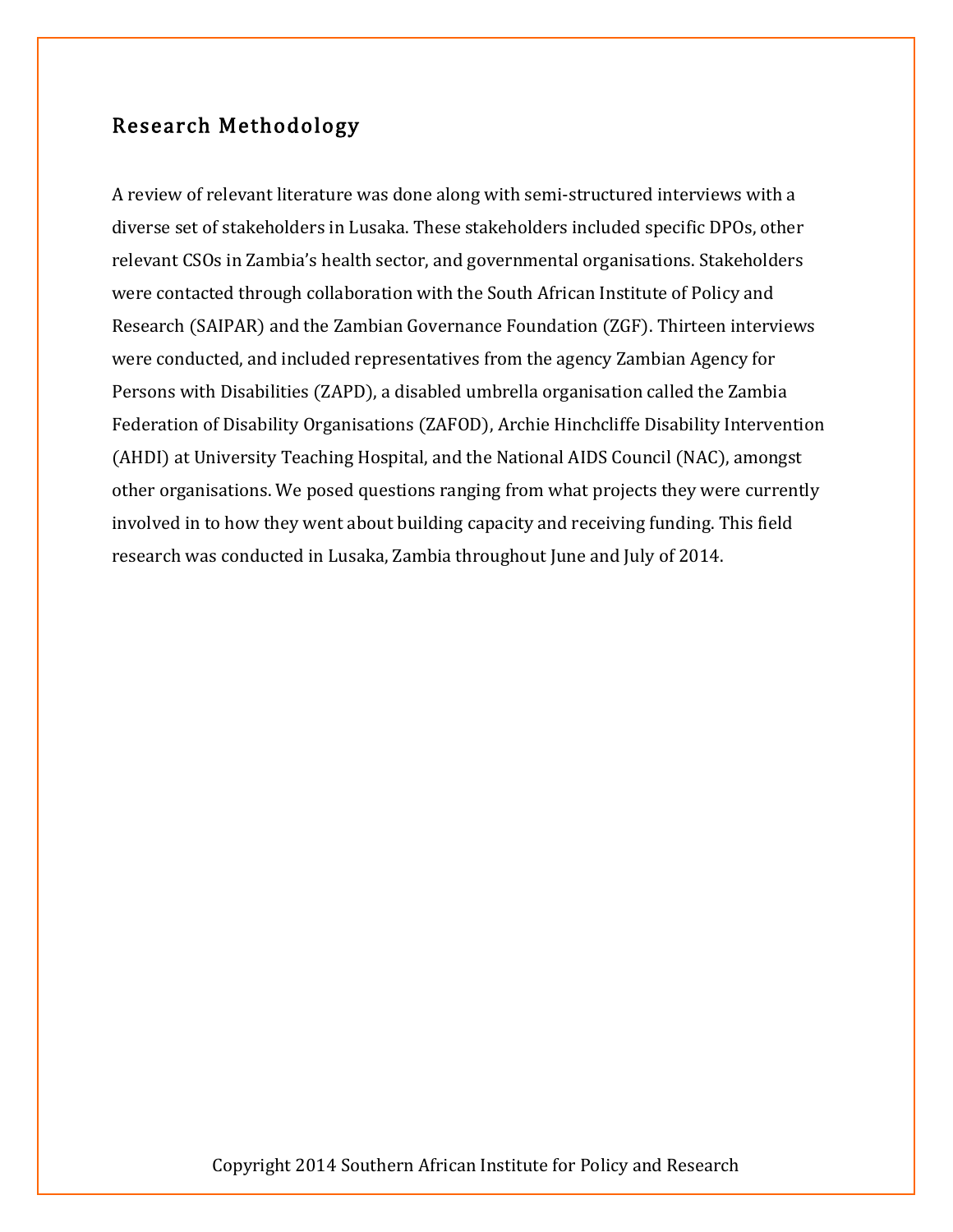## Research Methodology

A review of relevant literature was done along with semi-structured interviews with a diverse set of stakeholders in Lusaka. These stakeholders included specific DPOs, other relevant CSOs in Zambia's health sector, and governmental organisations. Stakeholders were contacted through collaboration with the South African Institute of Policy and Research (SAIPAR) and the Zambian Governance Foundation (ZGF). Thirteen interviews were conducted, and included representatives from the agency Zambian Agency for Persons with Disabilities (ZAPD), a disabled umbrella organisation called the Zambia Federation of Disability Organisations (ZAFOD), Archie Hinchcliffe Disability Intervention (AHDI) at University Teaching Hospital, and the National AIDS Council (NAC), amongst other organisations. We posed questions ranging from what projects they were currently involved in to how they went about building capacity and receiving funding. This field research was conducted in Lusaka, Zambia throughout June and July of 2014.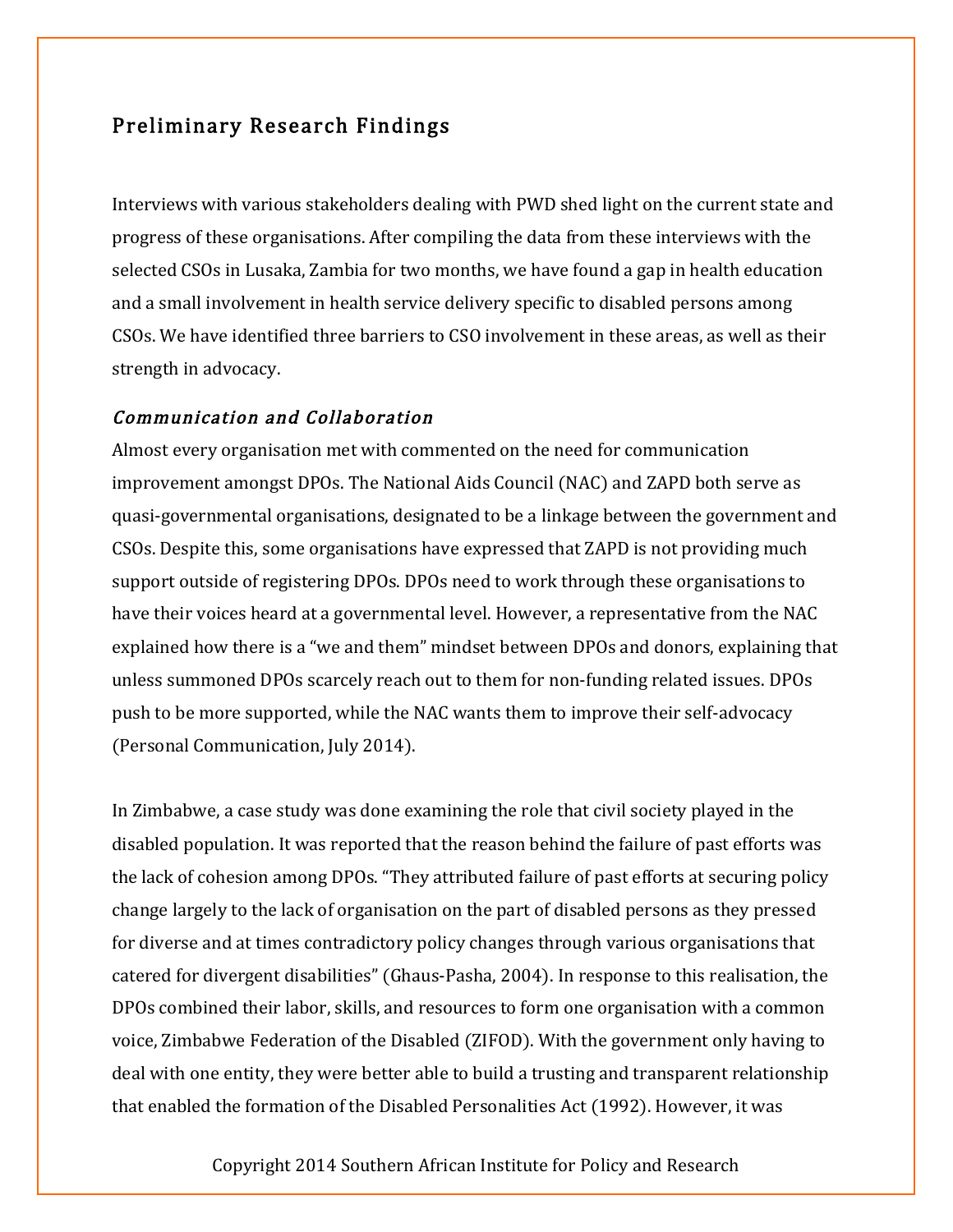## Preliminary Research Findings

Interviews with various stakeholders dealing with PWD shed light on the current state and progress of these organisations. After compiling the data from these interviews with the selected CSOs in Lusaka, Zambia for two months, we have found a gap in health education and a small involvement in health service delivery specific to disabled persons among CSOs. We have identified three barriers to CSO involvement in these areas, as well as their strength in advocacy.

### *Communication and Collaboration*

Almost every organisation met with commented on the need for communication improvement amongst DPOs. The National Aids Council (NAC) and ZAPD both serve as quasi-governmental organisations, designated to be a linkage between the government and CSOs. Despite this, some organisations have expressed that ZAPD is not providing much support outside of registering DPOs. DPOs need to work through these organisations to have their voices heard at a governmental level. However, a representative from the NAC explained how there is a "we and them" mindset between DPOs and donors, explaining that unless summoned DPOs scarcely reach out to them for non-funding related issues. DPOs push to be more supported, while the NAC wants them to improve their self-advocacy (Personal Communication, July 2014).

In Zimbabwe, a case study was done examining the role that civil society played in the disabled population. It was reported that the reason behind the failure of past efforts was the lack of cohesion among DPOs. "They attributed failure of past efforts at securing policy change largely to the lack of organisation on the part of disabled persons as they pressed for diverse and at times contradictory policy changes through various organisations that catered for divergent disabilities" (Ghaus-Pasha, 2004). In response to this realisation, the DPOs combined their labor, skills, and resources to form one organisation with a common voice, Zimbabwe Federation of the Disabled (ZIFOD). With the government only having to deal with one entity, they were better able to build a trusting and transparent relationship that enabled the formation of the Disabled Personalities Act (1992). However, it was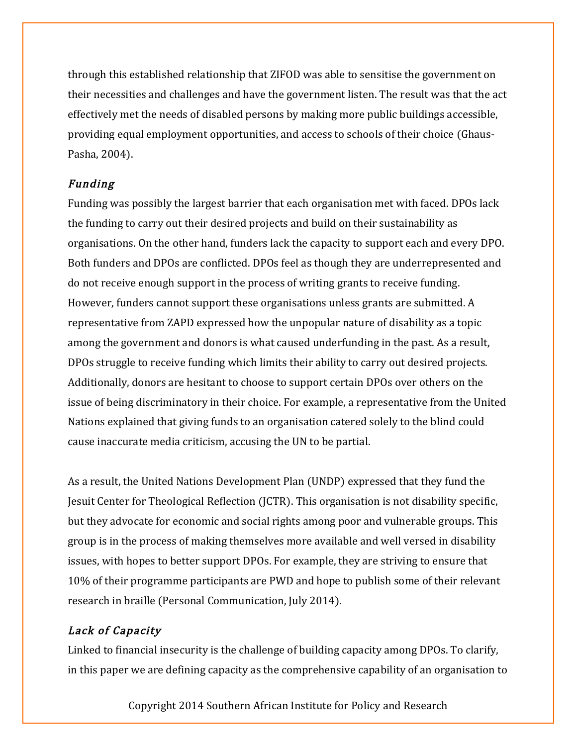through this established relationship that ZIFOD was able to sensitise the government on their necessities and challenges and have the government listen. The result was that the act effectively met the needs of disabled persons by making more public buildings accessible, providing equal employment opportunities, and access to schools of their choice (Ghaus-Pasha, 2004).

### *Funding*

Funding was possibly the largest barrier that each organisation met with faced. DPOs lack the funding to carry out their desired projects and build on their sustainability as organisations. On the other hand, funders lack the capacity to support each and every DPO. Both funders and DPOs are conflicted. DPOs feel as though they are underrepresented and do not receive enough support in the process of writing grants to receive funding. However, funders cannot support these organisations unless grants are submitted. A representative from ZAPD expressed how the unpopular nature of disability as a topic among the government and donors is what caused underfunding in the past. As a result, DPOs struggle to receive funding which limits their ability to carry out desired projects. Additionally, donors are hesitant to choose to support certain DPOs over others on the issue of being discriminatory in their choice. For example, a representative from the United Nations explained that giving funds to an organisation catered solely to the blind could cause inaccurate media criticism, accusing the UN to be partial.

As a result, the United Nations Development Plan (UNDP) expressed that they fund the Jesuit Center for Theological Reflection (JCTR). This organisation is not disability specific, but they advocate for economic and social rights among poor and vulnerable groups. This group is in the process of making themselves more available and well versed in disability issues, with hopes to better support DPOs. For example, they are striving to ensure that 10% of their programme participants are PWD and hope to publish some of their relevant research in braille (Personal Communication, July 2014).

### *Lack of Capacity*

Linked to financial insecurity is the challenge of building capacity among DPOs. To clarify, in this paper we are defining capacity as the comprehensive capability of an organisation to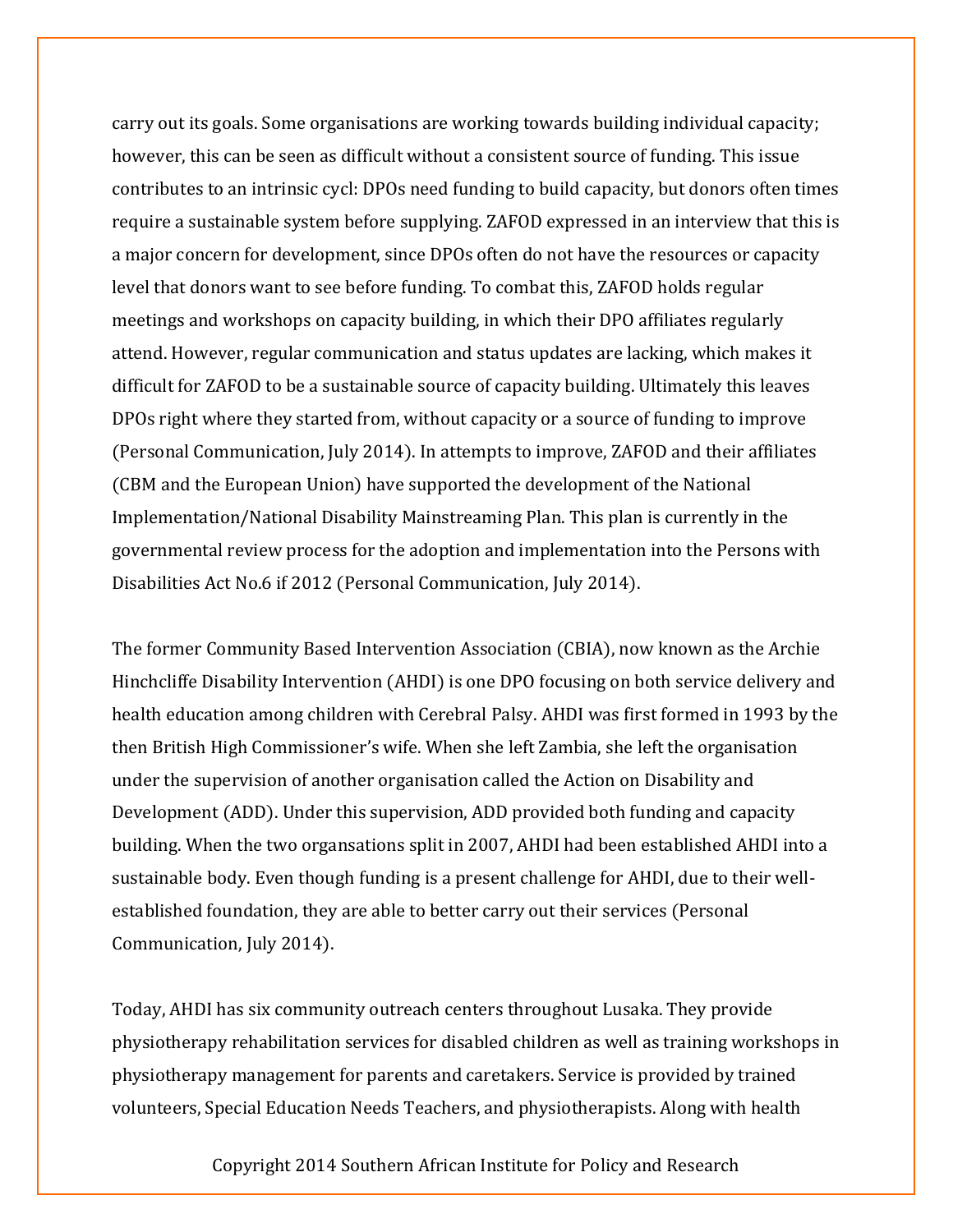carry out its goals. Some organisations are working towards building individual capacity; however, this can be seen as difficult without a consistent source of funding. This issue contributes to an intrinsic cycl: DPOs need funding to build capacity, but donors often times require a sustainable system before supplying. ZAFOD expressed in an interview that this is a major concern for development, since DPOs often do not have the resources or capacity level that donors want to see before funding. To combat this, ZAFOD holds regular meetings and workshops on capacity building, in which their DPO affiliates regularly attend. However, regular communication and status updates are lacking, which makes it difficult for ZAFOD to be a sustainable source of capacity building. Ultimately this leaves DPOs right where they started from, without capacity or a source of funding to improve (Personal Communication, July 2014). In attempts to improve, ZAFOD and their affiliates (CBM and the European Union) have supported the development of the National Implementation/National Disability Mainstreaming Plan. This plan is currently in the governmental review process for the adoption and implementation into the Persons with Disabilities Act No.6 if 2012 (Personal Communication, July 2014).

The former Community Based Intervention Association (CBIA), now known as the Archie Hinchcliffe Disability Intervention (AHDI) is one DPO focusing on both service delivery and health education among children with Cerebral Palsy. AHDI was first formed in 1993 by the then British High Commissioner's wife. When she left Zambia, she left the organisation under the supervision of another organisation called the Action on Disability and Development (ADD). Under this supervision, ADD provided both funding and capacity building. When the two organsations split in 2007, AHDI had been established AHDI into a sustainable body. Even though funding is a present challenge for AHDI, due to their well-established foundation, they are able to better carry out their services (Personal Communication, July 2014).

Today, AHDI has six community outreach centers throughout Lusaka. They provide physiotherapy rehabilitation services for disabled children as well as training workshops in physiotherapy management for parents and caretakers. Service is provided by trained volunteers, Special Education Needs Teachers, and physiotherapists. Along with health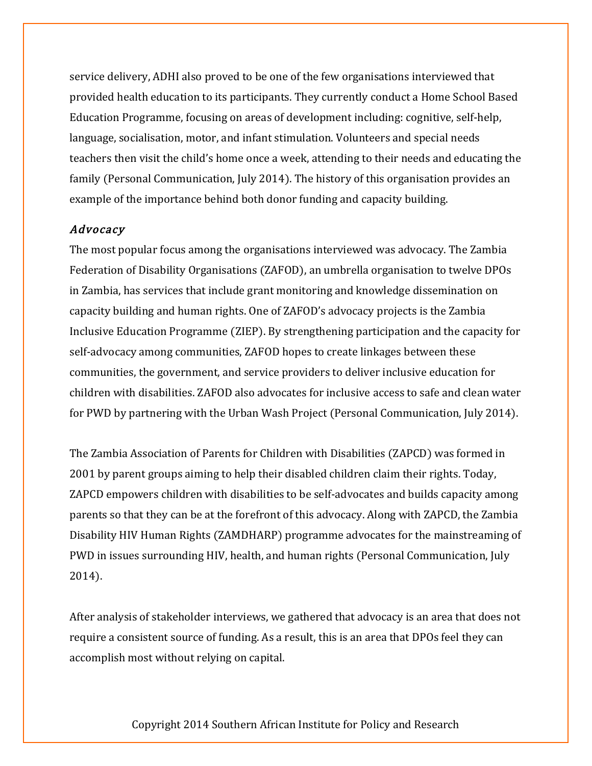service delivery, ADHI also proved to be one of the few organisations interviewed that provided health education to its participants. They currently conduct a Home School Based Education Programme, focusing on areas of development including: cognitive, self-help, language, socialisation, motor, and infant stimulation. Volunteers and special needs teachers then visit the child's home once a week, attending to their needs and educating the family (Personal Communication, July 2014). The history of this organisation provides an example of the importance behind both donor funding and capacity building.

### *Advocacy*

The most popular focus among the organisations interviewed was advocacy. The Zambia Federation of Disability Organisations (ZAFOD), an umbrella organisation to twelve DPOs in Zambia, has services that include grant monitoring and knowledge dissemination on capacity building and human rights. One of ZAFOD's advocacy projects is the Zambia Inclusive Education Programme (ZIEP). By strengthening participation and the capacity for self-advocacy among communities, ZAFOD hopes to create linkages between these communities, the government, and service providers to deliver inclusive education for children with disabilities. ZAFOD also advocates for inclusive access to safe and clean water for PWD by partnering with the Urban Wash Project (Personal Communication, July 2014).

The Zambia Association of Parents for Children with Disabilities (ZAPCD) was formed in 2001 by parent groups aiming to help their disabled children claim their rights. Today, ZAPCD empowers children with disabilities to be self-advocates and builds capacity among parents so that they can be at the forefront of this advocacy. Along with ZAPCD, the Zambia Disability HIV Human Rights (ZAMDHARP) programme advocates for the mainstreaming of PWD in issues surrounding HIV, health, and human rights (Personal Communication, July 2014).

After analysis of stakeholder interviews, we gathered that advocacy is an area that does not require a consistent source of funding. As a result, this is an area that DPOs feel they can accomplish most without relying on capital.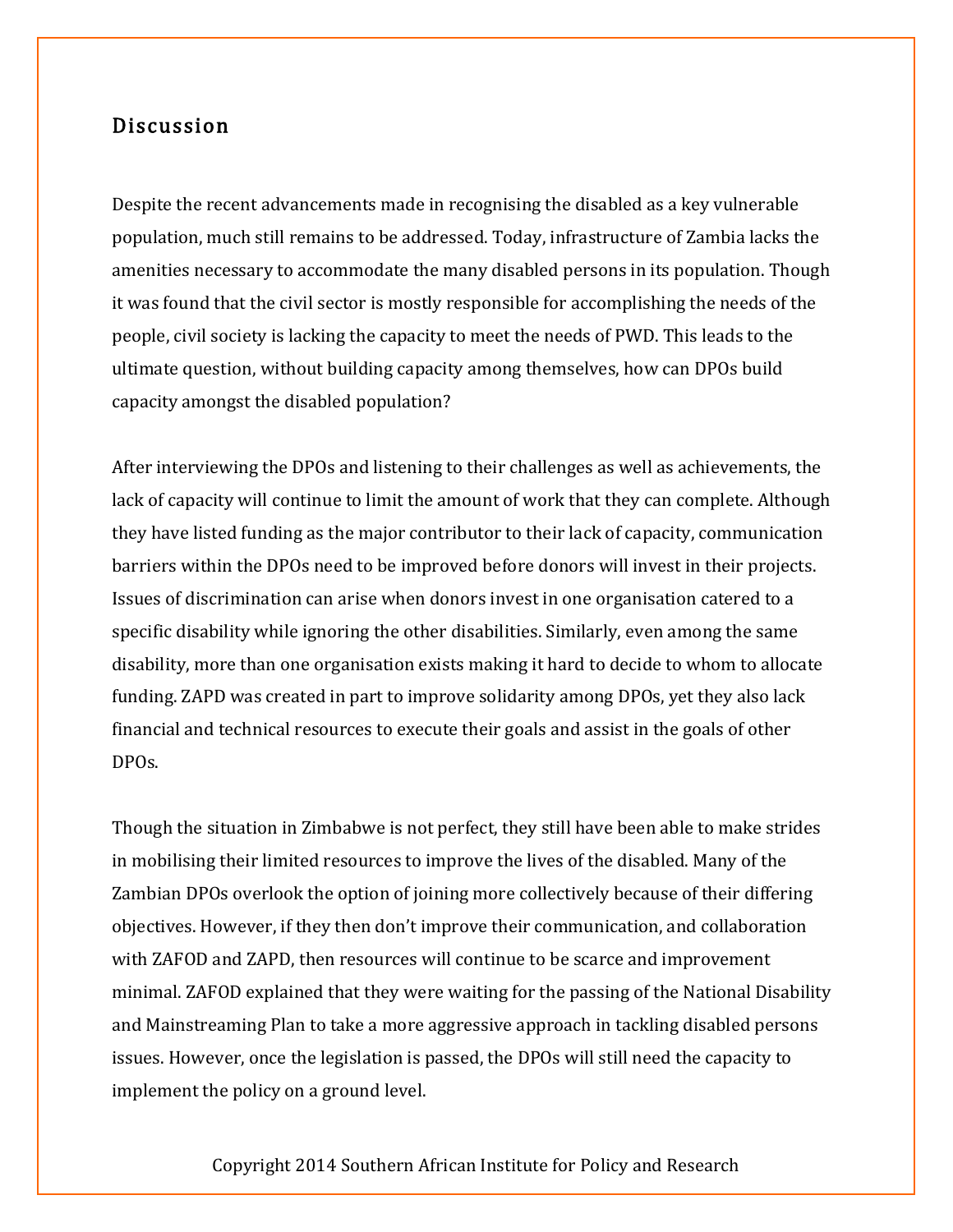## Discussion

Despite the recent advancements made in recognising the disabled as a key vulnerable population, much still remains to be addressed. Today, infrastructure of Zambia lacks the amenities necessary to accommodate the many disabled persons in its population. Though it was found that the civil sector is mostly responsible for accomplishing the needs of the people, civil society is lacking the capacity to meet the needs of PWD. This leads to the ultimate question, without building capacity among themselves, how can DPOs build capacity amongst the disabled population?

After interviewing the DPOs and listening to their challenges as well as achievements, the lack of capacity will continue to limit the amount of work that they can complete. Although they have listed funding as the major contributor to their lack of capacity, communication barriers within the DPOs need to be improved before donors will invest in their projects. Issues of discrimination can arise when donors invest in one organisation catered to a specific disability while ignoring the other disabilities. Similarly, even among the same disability, more than one organisation exists making it hard to decide to whom to allocate funding. ZAPD was created in part to improve solidarity among DPOs, yet they also lack financial and technical resources to execute their goals and assist in the goals of other DPOs.

Though the situation in Zimbabwe is not perfect, they still have been able to make strides in mobilising their limited resources to improve the lives of the disabled. Many of the Zambian DPOs overlook the option of joining more collectively because of their differing objectives. However, if they then don't improve their communication, and collaboration with ZAFOD and ZAPD, then resources will continue to be scarce and improvement minimal. ZAFOD explained that they were waiting for the passing of the National Disability and Mainstreaming Plan to take a more aggressive approach in tackling disabled persons issues. However, once the legislation is passed, the DPOs will still need the capacity to implement the policy on a ground level.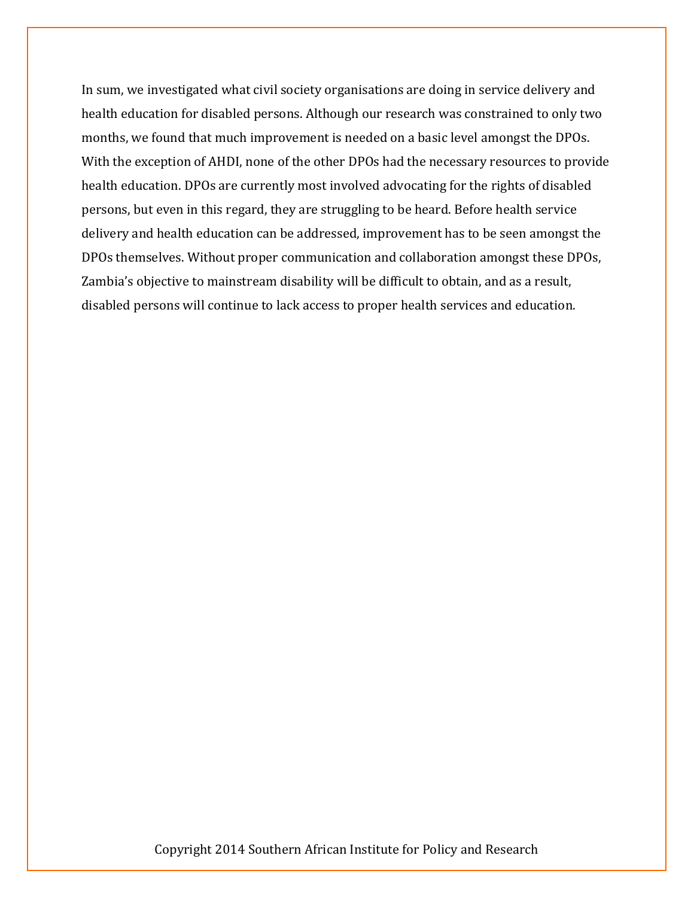In sum, we investigated what civil society organisations are doing in service delivery and health education for disabled persons. Although our research was constrained to only two months, we found that much improvement is needed on a basic level amongst the DPOs. With the exception of AHDI, none of the other DPOs had the necessary resources to provide health education. DPOs are currently most involved advocating for the rights of disabled persons, but even in this regard, they are struggling to be heard. Before health service delivery and health education can be addressed, improvement has to be seen amongst the DPOs themselves. Without proper communication and collaboration amongst these DPOs, Zambia's objective to mainstream disability will be difficult to obtain, and as a result, disabled persons will continue to lack access to proper health services and education.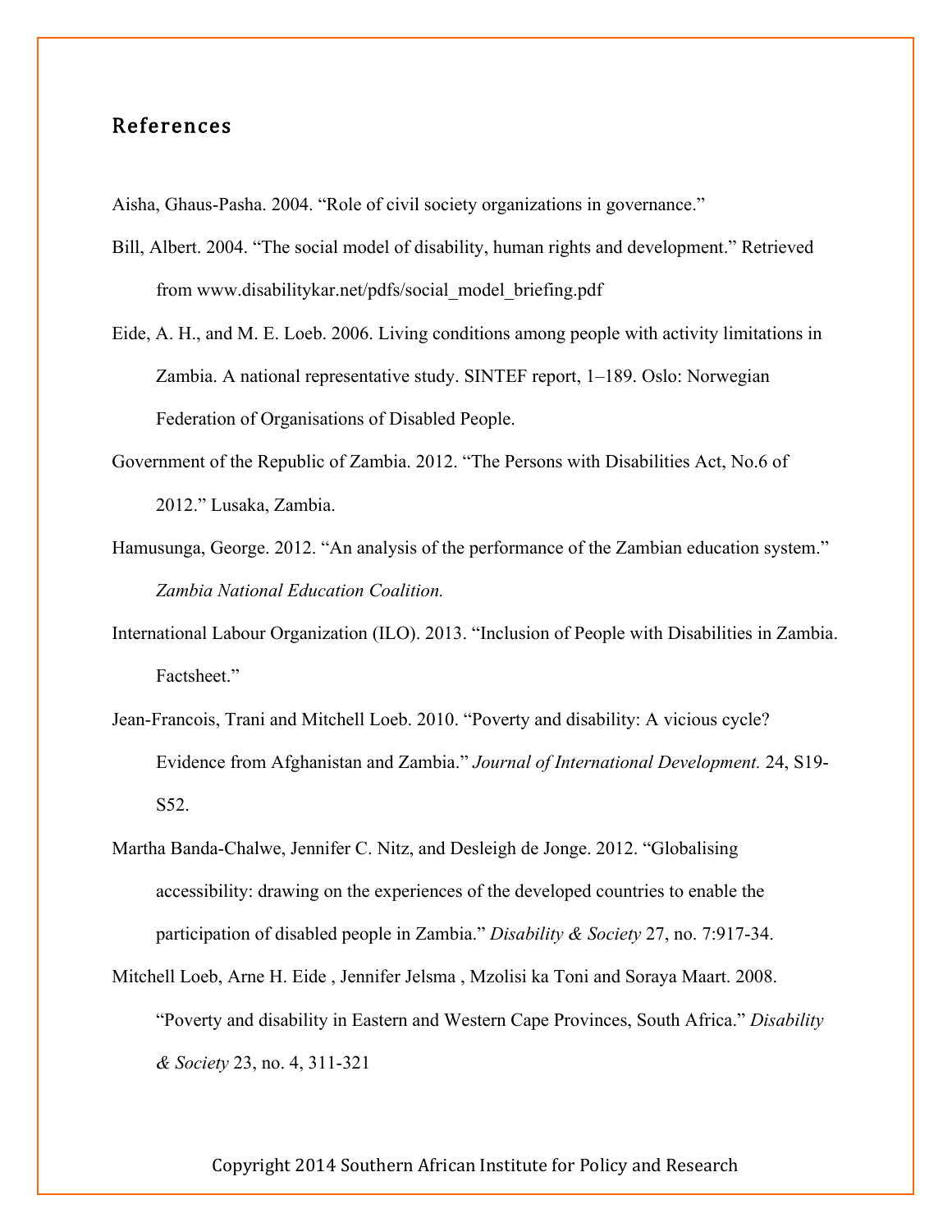## References

Aisha, Ghaus-Pasha. 2004. "Role of civil society organizations in governance."

Bill, Albert. 2004. "The social model of disability, human rights and development." Retrieved from www.disabilitykar.net/pdfs/social_model_briefing.pdf

Eide, A. H., and M. E. Loeb. 2006. Living conditions among people with activity limitations in Zambia. A national representative study. SINTEF report, 1–189. Oslo: Norwegian Federation of Organisations of Disabled People.

Government of the Republic of Zambia. 2012. "The Persons with Disabilities Act, No.6 of 2012." Lusaka, Zambia.

Hamusunga, George. 2012. "An analysis of the performance of the Zambian education system." *Zambia National Education Coalition.*

International Labour Organization (ILO). 2013. "Inclusion of People with Disabilities in Zambia. Factsheet."

Jean-Francois, Trani and Mitchell Loeb. 2010. "Poverty and disability: A vicious cycle? Evidence from Afghanistan and Zambia." *Journal of International Development.* 24, S19-S52.

Martha Banda-Chalwe, Jennifer C. Nitz, and Desleigh de Jonge. 2012. "Globalising accessibility: drawing on the experiences of the developed countries to enable the participation of disabled people in Zambia." *Disability & Society* 27, no. 7:917-34.

Mitchell Loeb, Arne H. Eide , Jennifer Jelsma , Mzolisi ka Toni and Soraya Maart. 2008. "Poverty and disability in Eastern and Western Cape Provinces, South Africa." *Disability & Society* 23, no. 4, 311-321

Copyright 2014 Southern African Institute for Policy and Research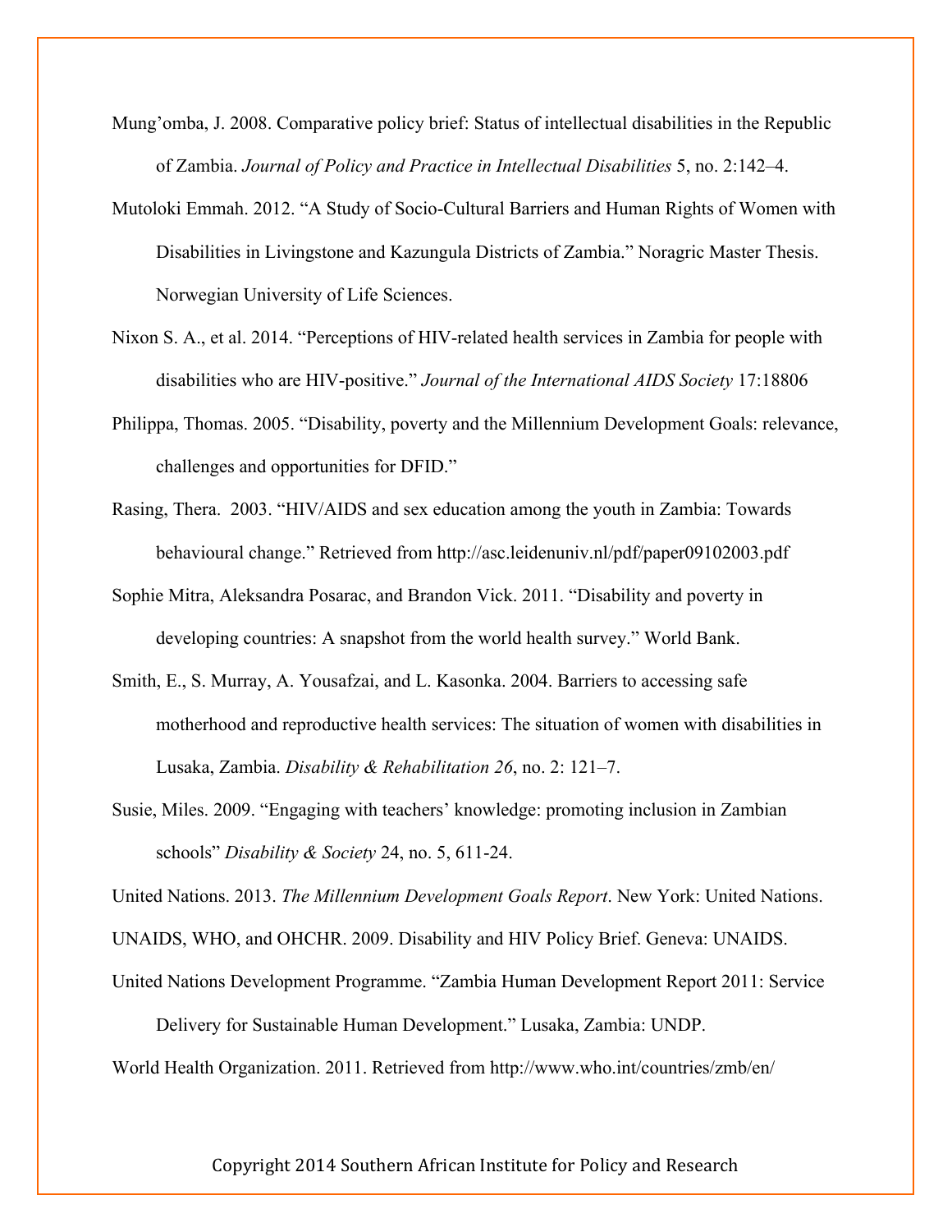Mung'omba, J. 2008. Comparative policy brief: Status of intellectual disabilities in the Republic of Zambia. *Journal of Policy and Practice in Intellectual Disabilities* 5, no. 2:142–4.

Mutoloki Emmah. 2012. "A Study of Socio-Cultural Barriers and Human Rights of Women with Disabilities in Livingstone and Kazungula Districts of Zambia." Noragric Master Thesis. Norwegian University of Life Sciences.

Nixon S. A., et al. 2014. "Perceptions of HIV-related health services in Zambia for people with disabilities who are HIV-positive." *Journal of the International AIDS Society* 17:18806

Philippa, Thomas. 2005. "Disability, poverty and the Millennium Development Goals: relevance, challenges and opportunities for DFID."

Rasing, Thera. 2003. "HIV/AIDS and sex education among the youth in Zambia: Towards behavioural change." Retrieved from http://asc.leidenuniv.nl/pdf/paper09102003.pdf

Sophie Mitra, Aleksandra Posarac, and Brandon Vick. 2011. "Disability and poverty in developing countries: A snapshot from the world health survey." World Bank.

Smith, E., S. Murray, A. Yousafzai, and L. Kasonka. 2004. Barriers to accessing safe motherhood and reproductive health services: The situation of women with disabilities in Lusaka, Zambia. *Disability & Rehabilitation 26*, no. 2: 121–7.

Susie, Miles. 2009. "Engaging with teachers' knowledge: promoting inclusion in Zambian schools" *Disability & Society* 24, no. 5, 611-24.

United Nations. 2013. *The Millennium Development Goals Report*. New York: United Nations.

UNAIDS, WHO, and OHCHR. 2009. Disability and HIV Policy Brief. Geneva: UNAIDS.

United Nations Development Programme. "Zambia Human Development Report 2011: Service Delivery for Sustainable Human Development." Lusaka, Zambia: UNDP.

World Health Organization. 2011. Retrieved from http://www.who.int/countries/zmb/en/

Copyright 2014 Southern African Institute for Policy and Research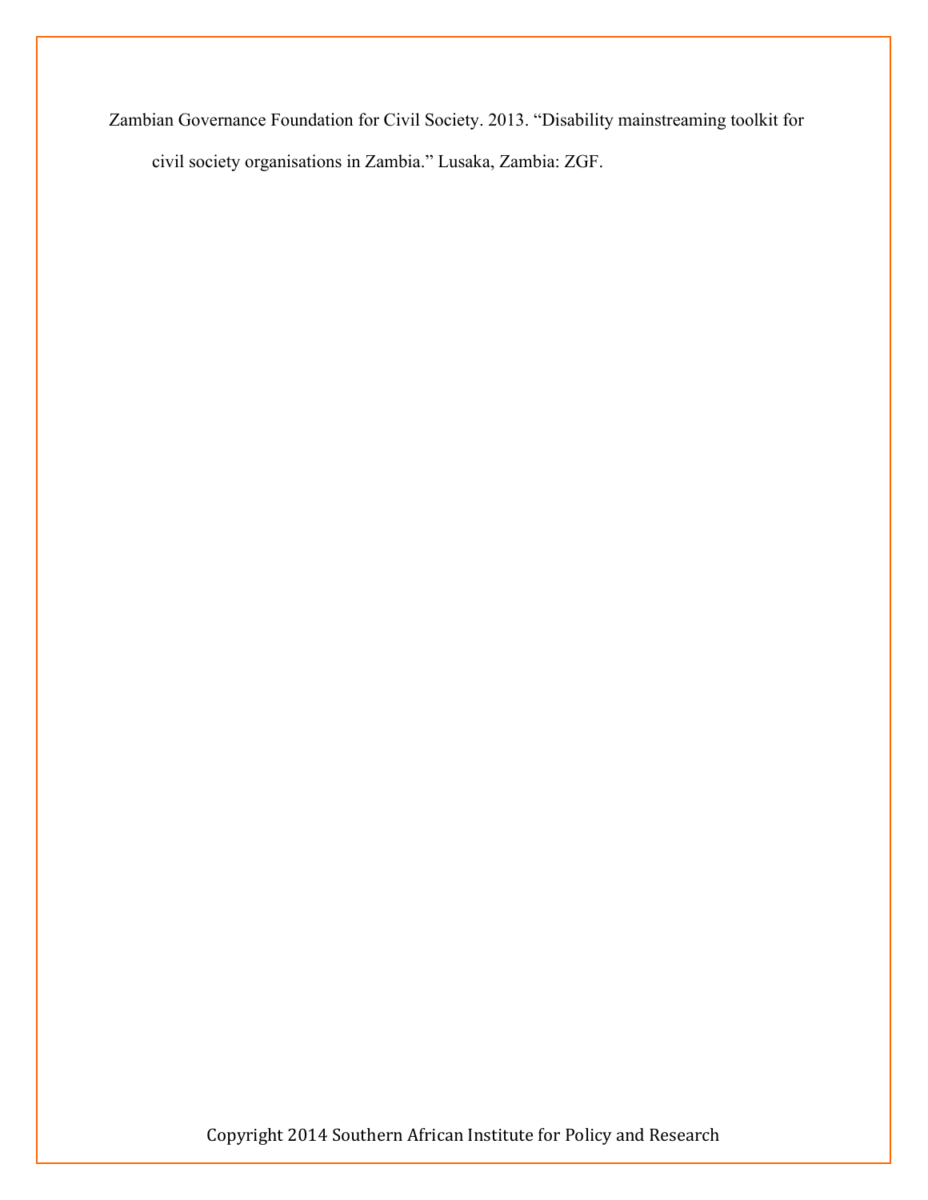Zambian Governance Foundation for Civil Society. 2013. "Disability mainstreaming toolkit for civil society organisations in Zambia." Lusaka, Zambia: ZGF.

Copyright 2014 Southern African Institute for Policy and Research